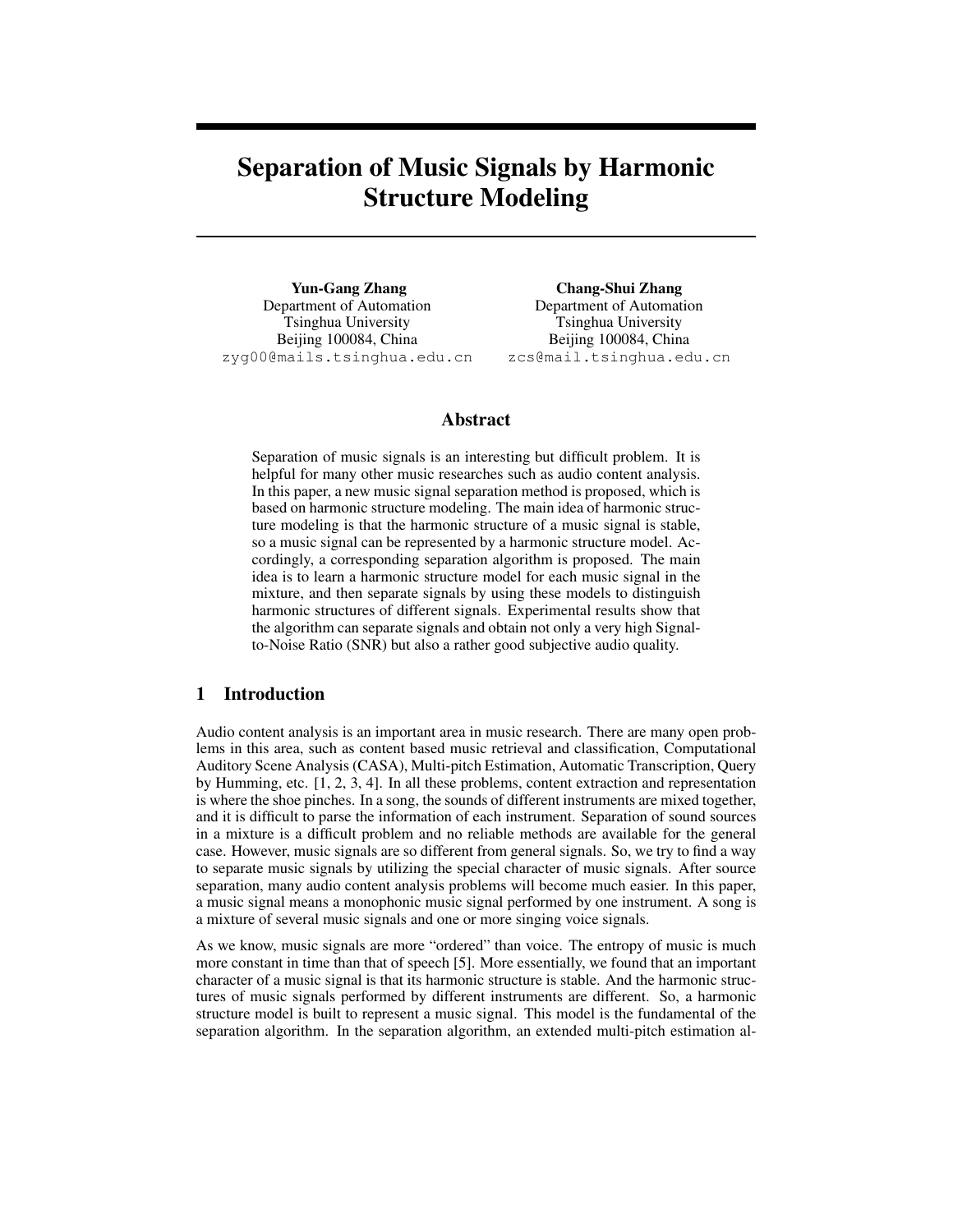# Separation of Music Signals by Harmonic Structure Modeling

**Yun-Gang Zhang**
Department of Automation
Tsinghua University
Beijing 100084, China
zyg00@mails.tsinghua.edu.cn

**Chang-Shui Zhang**
Department of Automation
Tsinghua University
Beijing 100084, China
zcs@mail.tsinghua.edu.cn

## Abstract

Separation of music signals is an interesting but difficult problem. It is helpful for many other music researches such as audio content analysis. In this paper, a new music signal separation method is proposed, which is based on harmonic structure modeling. The main idea of harmonic structure modeling is that the harmonic structure of a music signal is stable, so a music signal can be represented by a harmonic structure model. Accordingly, a corresponding separation algorithm is proposed. The main idea is to learn a harmonic structure model for each music signal in the mixture, and then separate signals by using these models to distinguish harmonic structures of different signals. Experimental results show that the algorithm can separate signals and obtain not only a very high Signal-to-Noise Ratio (SNR) but also a rather good subjective audio quality.

## 1 Introduction

Audio content analysis is an important area in music research. There are many open problems in this area, such as content based music retrieval and classification, Computational Auditory Scene Analysis (CASA), Multi-pitch Estimation, Automatic Transcription, Query by Humming, etc. [1, 2, 3, 4]. In all these problems, content extraction and representation is where the shoe pinches. In a song, the sounds of different instruments are mixed together, and it is difficult to parse the information of each instrument. Separation of sound sources in a mixture is a difficult problem and no reliable methods are available for the general case. However, music signals are so different from general signals. So, we try to find a way to separate music signals by utilizing the special character of music signals. After source separation, many audio content analysis problems will become much easier. In this paper, a music signal means a monophonic music signal performed by one instrument. A song is a mixture of several music signals and one or more singing voice signals.

As we know, music signals are more "ordered" than voice. The entropy of music is much more constant in time than that of speech [5]. More essentially, we found that an important character of a music signal is that its harmonic structure is stable. And the harmonic structures of music signals performed by different instruments are different. So, a harmonic structure model is built to represent a music signal. This model is the fundamental of the separation algorithm. In the separation algorithm, an extended multi-pitch estimation al-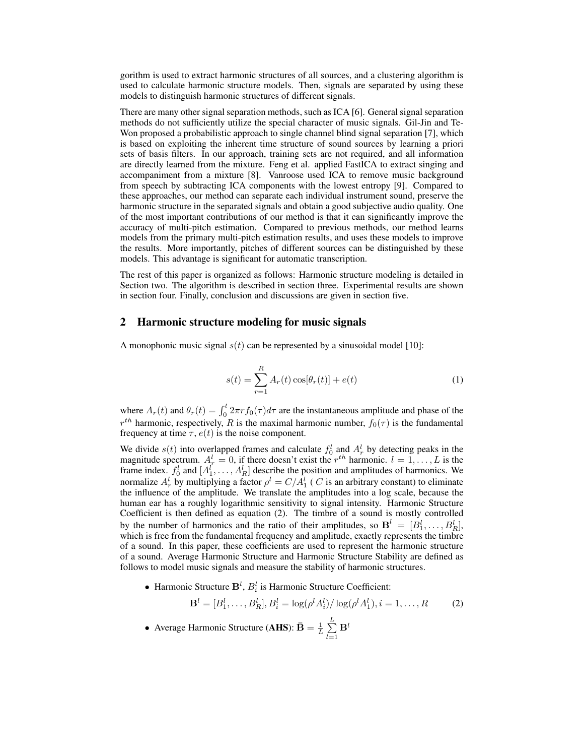gorithm is used to extract harmonic structures of all sources, and a clustering algorithm is used to calculate harmonic structure models. Then, signals are separated by using these models to distinguish harmonic structures of different signals.

There are many other signal separation methods, such as ICA [6]. General signal separation methods do not sufficiently utilize the special character of music signals. Gil-Jin and Te-Won proposed a probabilistic approach to single channel blind signal separation [7], which is based on exploiting the inherent time structure of sound sources by learning a priori sets of basis filters. In our approach, training sets are not required, and all information are directly learned from the mixture. Feng et al. applied FastICA to extract singing and accompaniment from a mixture [8]. Vanroose used ICA to remove music background from speech by subtracting ICA components with the lowest entropy [9]. Compared to these approaches, our method can separate each individual instrument sound, preserve the harmonic structure in the separated signals and obtain a good subjective audio quality. One of the most important contributions of our method is that it can significantly improve the accuracy of multi-pitch estimation. Compared to previous methods, our method learns models from the primary multi-pitch estimation results, and uses these models to improve the results. More importantly, pitches of different sources can be distinguished by these models. This advantage is significant for automatic transcription.

The rest of this paper is organized as follows: Harmonic structure modeling is detailed in Section two. The algorithm is described in section three. Experimental results are shown in section four. Finally, conclusion and discussions are given in section five.

## 2 Harmonic structure modeling for music signals

A monophonic music signal $s(t)$ can be represented by a sinusoidal model [10]:

$$s(t) = \sum_{r=1}^{R} A_r(t) \cos[\theta_r(t)] + e(t) \tag{1}$$

where $A_r(t)$ and $\theta_r(t) = \int_0^t 2\pi r f_0(\tau) d\tau$ are the instantaneous amplitude and phase of the $r^{th}$ harmonic, respectively, $R$ is the maximal harmonic number, $f_0(\tau)$ is the fundamental frequency at time $\tau$, $e(t)$ is the noise component.

We divide $s(t)$ into overlapped frames and calculate $f_0^l$ and $A_r^l$ by detecting peaks in the magnitude spectrum. $A_r^l = 0$, if there doesn't exist the $r^{th}$ harmonic. $l = 1, \ldots, L$ is the frame index. $f_0^l$ and $[A_1^l, \ldots, A_R^l]$ describe the position and amplitudes of harmonics. We normalize $A_r^l$ by multiplying a factor $\rho^l = C/A_1^l$ ( $C$ is an arbitrary constant) to eliminate the influence of the amplitude. We translate the amplitudes into a log scale, because the human ear has a roughly logarithmic sensitivity to signal intensity. Harmonic Structure Coefficient is then defined as equation (2). The timbre of a sound is mostly controlled by the number of harmonics and the ratio of their amplitudes, so $\mathbf{B}^l = [B_1^l, \ldots, B_R^l]$, which is free from the fundamental frequency and amplitude, exactly represents the timbre of a sound. In this paper, these coefficients are used to represent the harmonic structure of a sound. Average Harmonic Structure and Harmonic Structure Stability are defined as follows to model music signals and measure the stability of harmonic structures.

- Harmonic Structure $\mathbf{B}^l$, $B_i^l$ is Harmonic Structure Coefficient:

$$\mathbf{B}^l = [B_1^l, \ldots, B_R^l], B_i^l = \log(\rho^l A_i^l) / \log(\rho^l A_1^l), i = 1, \ldots, R \tag{2}$$

- Average Harmonic Structure (**AHS**): $\bar{\mathbf{B}} = \frac{1}{L} \sum_{l=1}^{L} \mathbf{B}^l$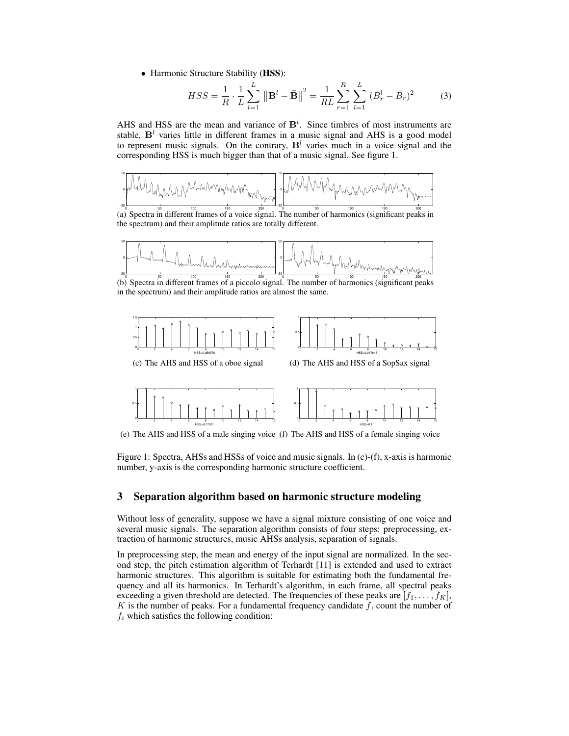- Harmonic Structure Stability (**HSS**):

$$HSS = \frac{1}{R} \cdot \frac{1}{L} \sum_{l=1}^{L} \left\| \mathbf{B}^l - \bar{\mathbf{B}} \right\|^2 = \frac{1}{RL} \sum_{r=1}^{R} \sum_{l=1}^{L} (B_r^l - \bar{B}_r)^2 \tag{3}$$

AHS and HSS are the mean and variance of $\mathbf{B}^l$. Since timbres of most instruments are stable, $\mathbf{B}^l$ varies little in different frames in a music signal and AHS is a good model to represent music signals. On the contrary, $\mathbf{B}^l$ varies much in a voice signal and the corresponding HSS is much bigger than that of a music signal. See figure 1.

(a) Spectra in different frames of a voice signal. The number of harmonics (significant peaks in the spectrum) and their amplitude ratios are totally different.

(b) Spectra in different frames of a piccolo signal. The number of harmonics (significant peaks in the spectrum) and their amplitude ratios are almost the same.

HSS=0.056576

(c) The AHS and HSS of a oboe signal

HSS=0.037645

(d) The AHS and HSS of a SopSax signal

HSS=0.17901

(e) The AHS and HSS of a male singing voice

HSS=0.1

(f) The AHS and HSS of a female singing voice

Figure 1: Spectra, AHSs and HSSs of voice and music signals. In (c)-(f), x-axis is harmonic number, y-axis is the corresponding harmonic structure coefficient.

## 3 Separation algorithm based on harmonic structure modeling

Without loss of generality, suppose we have a signal mixture consisting of one voice and several music signals. The separation algorithm consists of four steps: preprocessing, extraction of harmonic structures, music AHSs analysis, separation of signals.

In preprocessing step, the mean and energy of the input signal are normalized. In the second step, the pitch estimation algorithm of Terhardt [11] is extended and used to extract harmonic structures. This algorithm is suitable for estimating both the fundamental frequency and all its harmonics. In Terhardt's algorithm, in each frame, all spectral peaks exceeding a given threshold are detected. The frequencies of these peaks are $[f_1, \ldots, f_K]$, $K$ is the number of peaks. For a fundamental frequency candidate $f$, count the number of $f_i$ which satisfies the following condition: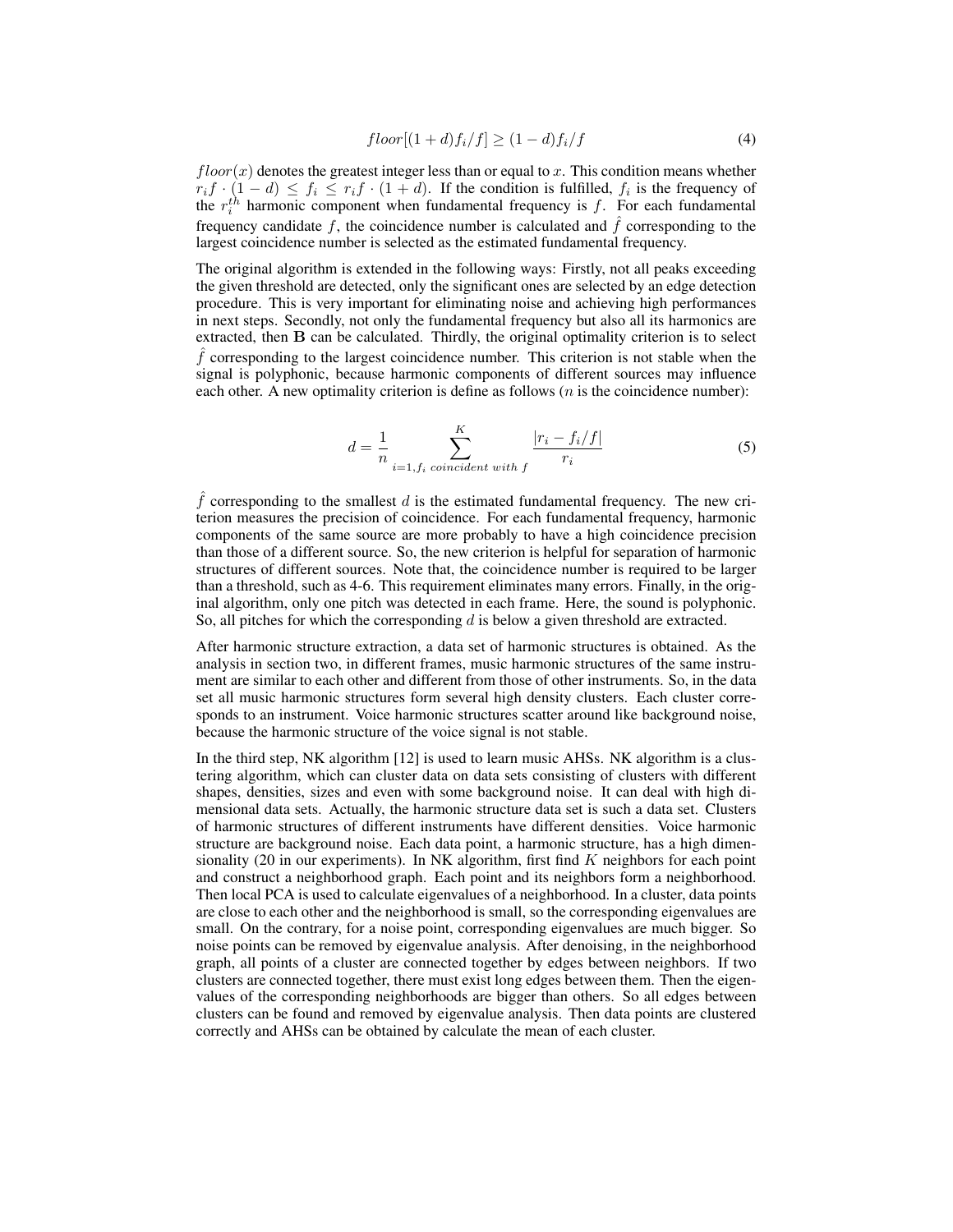$$floor[(1+d)f_i/f] \geq (1-d)f_i/f \tag{4}$$

$floor(x)$ denotes the greatest integer less than or equal to $x$. This condition means whether $r_i f \cdot (1-d) \leq f_i \leq r_i f \cdot (1+d)$. If the condition is fulfilled, $f_i$ is the frequency of the $r_i^{th}$ harmonic component when fundamental frequency is $f$. For each fundamental frequency candidate $f$, the coincidence number is calculated and $\hat{f}$ corresponding to the largest coincidence number is selected as the estimated fundamental frequency.

The original algorithm is extended in the following ways: Firstly, not all peaks exceeding the given threshold are detected, only the significant ones are selected by an edge detection procedure. This is very important for eliminating noise and achieving high performances in next steps. Secondly, not only the fundamental frequency but also all its harmonics are extracted, then $\mathbf{B}$ can be calculated. Thirdly, the original optimality criterion is to select $\hat{f}$ corresponding to the largest coincidence number. This criterion is not stable when the signal is polyphonic, because harmonic components of different sources may influence each other. A new optimality criterion is define as follows ($n$ is the coincidence number):

$$d = \frac{1}{n} \sum_{i=1, f_i \ coincident \ with \ f}^{K} \frac{|r_i - f_i/f|}{r_i} \tag{5}$$

$\hat{f}$ corresponding to the smallest $d$ is the estimated fundamental frequency. The new criterion measures the precision of coincidence. For each fundamental frequency, harmonic components of the same source are more probably to have a high coincidence precision than those of a different source. So, the new criterion is helpful for separation of harmonic structures of different sources. Note that, the coincidence number is required to be larger than a threshold, such as 4-6. This requirement eliminates many errors. Finally, in the original algorithm, only one pitch was detected in each frame. Here, the sound is polyphonic. So, all pitches for which the corresponding $d$ is below a given threshold are extracted.

After harmonic structure extraction, a data set of harmonic structures is obtained. As the analysis in section two, in different frames, music harmonic structures of the same instrument are similar to each other and different from those of other instruments. So, in the data set all music harmonic structures form several high density clusters. Each cluster corresponds to an instrument. Voice harmonic structures scatter around like background noise, because the harmonic structure of the voice signal is not stable.

In the third step, NK algorithm [12] is used to learn music AHSs. NK algorithm is a clustering algorithm, which can cluster data on data sets consisting of clusters with different shapes, densities, sizes and even with some background noise. It can deal with high dimensional data sets. Actually, the harmonic structure data set is such a data set. Clusters of harmonic structures of different instruments have different densities. Voice harmonic structure are background noise. Each data point, a harmonic structure, has a high dimensionality (20 in our experiments). In NK algorithm, first find $K$ neighbors for each point and construct a neighborhood graph. Each point and its neighbors form a neighborhood. Then local PCA is used to calculate eigenvalues of a neighborhood. In a cluster, data points are close to each other and the neighborhood is small, so the corresponding eigenvalues are small. On the contrary, for a noise point, corresponding eigenvalues are much bigger. So noise points can be removed by eigenvalue analysis. After denoising, in the neighborhood graph, all points of a cluster are connected together by edges between neighbors. If two clusters are connected together, there must exist long edges between them. Then the eigenvalues of the corresponding neighborhoods are bigger than others. So all edges between clusters can be found and removed by eigenvalue analysis. Then data points are clustered correctly and AHSs can be obtained by calculate the mean of each cluster.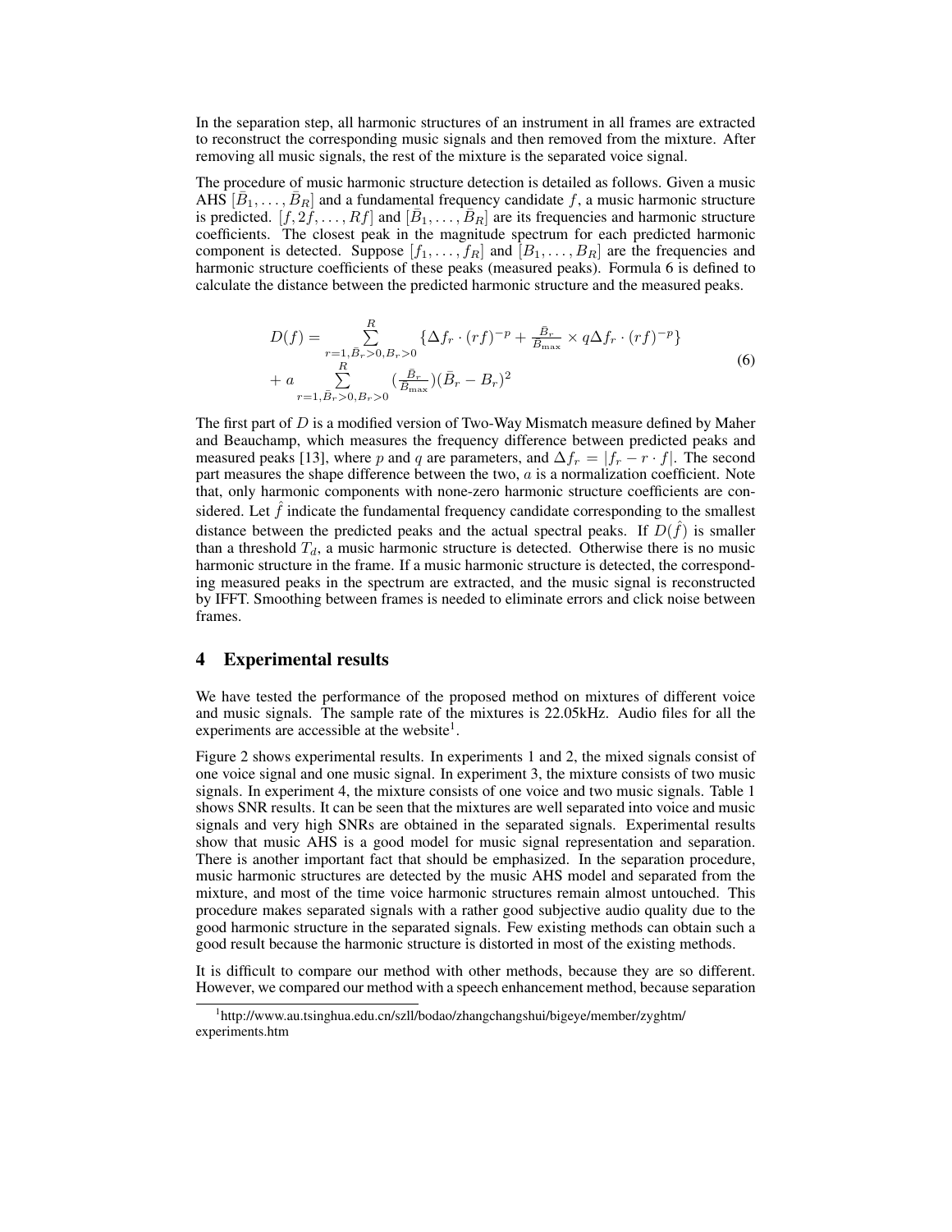In the separation step, all harmonic structures of an instrument in all frames are extracted to reconstruct the corresponding music signals and then removed from the mixture. After removing all music signals, the rest of the mixture is the separated voice signal.

The procedure of music harmonic structure detection is detailed as follows. Given a music AHS $[\bar{B}_1, \ldots, \bar{B}_R]$ and a fundamental frequency candidate $f$, a music harmonic structure is predicted. $[f, 2f, \ldots, Rf]$ and $[\bar{B}_1, \ldots, \bar{B}_R]$ are its frequencies and harmonic structure coefficients. The closest peak in the magnitude spectrum for each predicted harmonic component is detected. Suppose $[f_1, \ldots, f_R]$ and $[B_1, \ldots, B_R]$ are the frequencies and harmonic structure coefficients of these peaks (measured peaks). Formula 6 is defined to calculate the distance between the predicted harmonic structure and the measured peaks.

$$
\begin{aligned}
D(f) = & \sum_{r=1, \bar{B}_r > 0, B_r > 0}^{R} \{\Delta f_r \cdot (rf)^{-p} + \tfrac{\bar{B}_r}{\bar{B}_{\max}} \times q \Delta f_r \cdot (rf)^{-p}\} \\
& + a \sum_{r=1, \bar{B}_r > 0, B_r > 0}^{R} (\tfrac{\bar{B}_r}{\bar{B}_{\max}})(\bar{B}_r - B_r)^2
\end{aligned}
\tag{6}
$$

The first part of $D$ is a modified version of Two-Way Mismatch measure defined by Maher and Beauchamp, which measures the frequency difference between predicted peaks and measured peaks [13], where $p$ and $q$ are parameters, and $\Delta f_r = |f_r - r \cdot f|$. The second part measures the shape difference between the two, $a$ is a normalization coefficient. Note that, only harmonic components with none-zero harmonic structure coefficients are considered. Let $\hat{f}$ indicate the fundamental frequency candidate corresponding to the smallest distance between the predicted peaks and the actual spectral peaks. If $D(\hat{f})$ is smaller than a threshold $T_d$, a music harmonic structure is detected. Otherwise there is no music harmonic structure in the frame. If a music harmonic structure is detected, the corresponding measured peaks in the spectrum are extracted, and the music signal is reconstructed by IFFT. Smoothing between frames is needed to eliminate errors and click noise between frames.

## 4 Experimental results

We have tested the performance of the proposed method on mixtures of different voice and music signals. The sample rate of the mixtures is 22.05kHz. Audio files for all the experiments are accessible at the website[1].

Figure 2 shows experimental results. In experiments 1 and 2, the mixed signals consist of one voice signal and one music signal. In experiment 3, the mixture consists of two music signals. In experiment 4, the mixture consists of one voice and two music signals. Table 1 shows SNR results. It can be seen that the mixtures are well separated into voice and music signals and very high SNRs are obtained in the separated signals. Experimental results show that music AHS is a good model for music signal representation and separation. There is another important fact that should be emphasized. In the separation procedure, music harmonic structures are detected by the music AHS model and separated from the mixture, and most of the time voice harmonic structures remain almost untouched. This procedure makes separated signals with a rather good subjective audio quality due to the good harmonic structure in the separated signals. Few existing methods can obtain such a good result because the harmonic structure is distorted in most of the existing methods.

It is difficult to compare our method with other methods, because they are so different. However, we compared our method with a speech enhancement method, because separation

[1] http://www.au.tsinghua.edu.cn/szll/bodao/zhangchangshui/bigeye/member/zyghtm/experiments.htm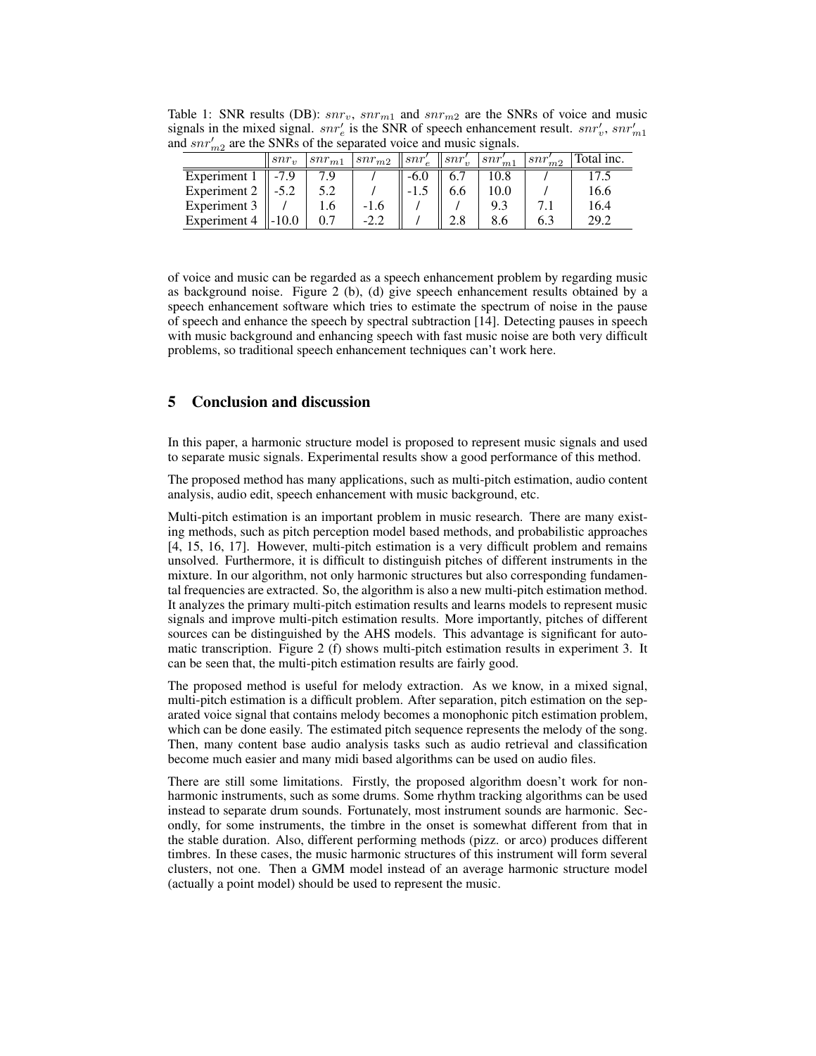Table 1: SNR results (DB): $snr_v$, $snr_{m1}$ and $snr_{m2}$ are the SNRs of voice and music signals in the mixed signal. $snr'_e$ is the SNR of speech enhancement result. $snr'_v$, $snr'_{m1}$ and $snr'_{m2}$ are the SNRs of the separated voice and music signals.

| | $snr_v$ | $snr_{m1}$ | $snr_{m2}$ | $snr'_e$ | $snr'_v$ | $snr'_{m1}$ | $snr'_{m2}$ | Total inc. |
|---|---|---|---|---|---|---|---|---|
| Experiment 1 | -7.9 | 7.9 | / | -6.0 | 6.7 | 10.8 | / | 17.5 |
| Experiment 2 | -5.2 | 5.2 | / | -1.5 | 6.6 | 10.0 | / | 16.6 |
| Experiment 3 | / | 1.6 | -1.6 | / | / | 9.3 | 7.1 | 16.4 |
| Experiment 4 | -10.0 | 0.7 | -2.2 | / | 2.8 | 8.6 | 6.3 | 29.2 |

of voice and music can be regarded as a speech enhancement problem by regarding music as background noise. Figure 2 (b), (d) give speech enhancement results obtained by a speech enhancement software which tries to estimate the spectrum of noise in the pause of speech and enhance the speech by spectral subtraction [14]. Detecting pauses in speech with music background and enhancing speech with fast music noise are both very difficult problems, so traditional speech enhancement techniques can't work here.

## 5 Conclusion and discussion

In this paper, a harmonic structure model is proposed to represent music signals and used to separate music signals. Experimental results show a good performance of this method.

The proposed method has many applications, such as multi-pitch estimation, audio content analysis, audio edit, speech enhancement with music background, etc.

Multi-pitch estimation is an important problem in music research. There are many existing methods, such as pitch perception model based methods, and probabilistic approaches [4, 15, 16, 17]. However, multi-pitch estimation is a very difficult problem and remains unsolved. Furthermore, it is difficult to distinguish pitches of different instruments in the mixture. In our algorithm, not only harmonic structures but also corresponding fundamental frequencies are extracted. So, the algorithm is also a new multi-pitch estimation method. It analyzes the primary multi-pitch estimation results and learns models to represent music signals and improve multi-pitch estimation results. More importantly, pitches of different sources can be distinguished by the AHS models. This advantage is significant for automatic transcription. Figure 2 (f) shows multi-pitch estimation results in experiment 3. It can be seen that, the multi-pitch estimation results are fairly good.

The proposed method is useful for melody extraction. As we know, in a mixed signal, multi-pitch estimation is a difficult problem. After separation, pitch estimation on the separated voice signal that contains melody becomes a monophonic pitch estimation problem, which can be done easily. The estimated pitch sequence represents the melody of the song. Then, many content base audio analysis tasks such as audio retrieval and classification become much easier and many midi based algorithms can be used on audio files.

There are still some limitations. Firstly, the proposed algorithm doesn't work for non-harmonic instruments, such as some drums. Some rhythm tracking algorithms can be used instead to separate drum sounds. Fortunately, most instrument sounds are harmonic. Secondly, for some instruments, the timbre in the onset is somewhat different from that in the stable duration. Also, different performing methods (pizz. or arco) produces different timbres. In these cases, the music harmonic structures of this instrument will form several clusters, not one. Then a GMM model instead of an average harmonic structure model (actually a point model) should be used to represent the music.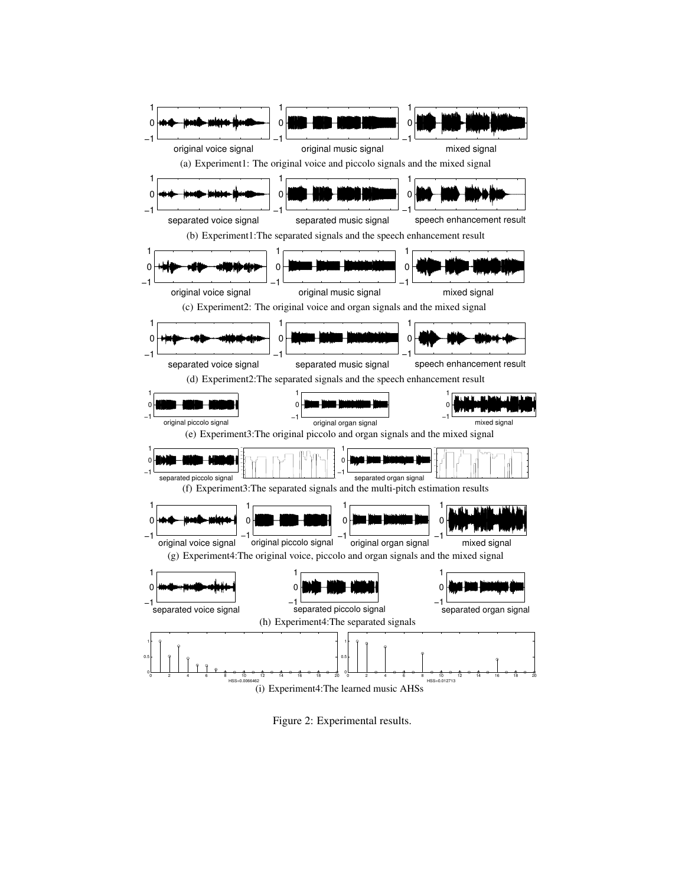(a) Experiment1: The original voice and piccolo signals and the mixed signal

(b) Experiment1:The separated signals and the speech enhancement result

(c) Experiment2: The original voice and organ signals and the mixed signal

(d) Experiment2:The separated signals and the speech enhancement result

(e) Experiment3:The original piccolo and organ signals and the mixed signal

(f) Experiment3:The separated signals and the multi-pitch estimation results

(g) Experiment4:The original voice, piccolo and organ signals and the mixed signal

(h) Experiment4:The separated signals

(i) Experiment4:The learned music AHSs

Figure 2: Experimental results.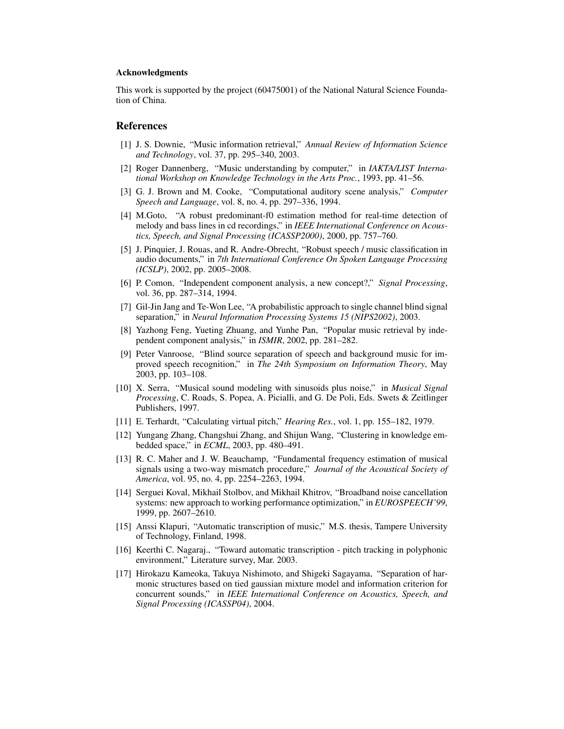**Acknowledgments**

This work is supported by the project (60475001) of the National Natural Science Foundation of China.

## References

[1] J. S. Downie, "Music information retrieval," *Annual Review of Information Science and Technology*, vol. 37, pp. 295–340, 2003.

[2] Roger Dannenberg, "Music understanding by computer," in *IAKTA/LIST International Workshop on Knowledge Technology in the Arts Proc.*, 1993, pp. 41–56.

[3] G. J. Brown and M. Cooke, "Computational auditory scene analysis," *Computer Speech and Language*, vol. 8, no. 4, pp. 297–336, 1994.

[4] M.Goto, "A robust predominant-f0 estimation method for real-time detection of melody and bass lines in cd recordings," in *IEEE International Conference on Acoustics, Speech, and Signal Processing (ICASSP2000)*, 2000, pp. 757–760.

[5] J. Pinquier, J. Rouas, and R. Andre-Obrecht, "Robust speech / music classification in audio documents," in *7th International Conference On Spoken Language Processing (ICSLP)*, 2002, pp. 2005–2008.

[6] P. Comon, "Independent component analysis, a new concept?," *Signal Processing*, vol. 36, pp. 287–314, 1994.

[7] Gil-Jin Jang and Te-Won Lee, "A probabilistic approach to single channel blind signal separation," in *Neural Information Processing Systems 15 (NIPS2002)*, 2003.

[8] Yazhong Feng, Yueting Zhuang, and Yunhe Pan, "Popular music retrieval by independent component analysis," in *ISMIR*, 2002, pp. 281–282.

[9] Peter Vanroose, "Blind source separation of speech and background music for improved speech recognition," in *The 24th Symposium on Information Theory*, May 2003, pp. 103–108.

[10] X. Serra, "Musical sound modeling with sinusoids plus noise," in *Musical Signal Processing*, C. Roads, S. Popea, A. Picialli, and G. De Poli, Eds. Swets & Zeitlinger Publishers, 1997.

[11] E. Terhardt, "Calculating virtual pitch," *Hearing Res.*, vol. 1, pp. 155–182, 1979.

[12] Yungang Zhang, Changshui Zhang, and Shijun Wang, "Clustering in knowledge embedded space," in *ECML*, 2003, pp. 480–491.

[13] R. C. Maher and J. W. Beauchamp, "Fundamental frequency estimation of musical signals using a two-way mismatch procedure," *Journal of the Acoustical Society of America*, vol. 95, no. 4, pp. 2254–2263, 1994.

[14] Serguei Koval, Mikhail Stolbov, and Mikhail Khitrov, "Broadband noise cancellation systems: new approach to working performance optimization," in *EUROSPEECH'99*, 1999, pp. 2607–2610.

[15] Anssi Klapuri, "Automatic transcription of music," M.S. thesis, Tampere University of Technology, Finland, 1998.

[16] Keerthi C. Nagaraj., "Toward automatic transcription - pitch tracking in polyphonic environment," Literature survey, Mar. 2003.

[17] Hirokazu Kameoka, Takuya Nishimoto, and Shigeki Sagayama, "Separation of harmonic structures based on tied gaussian mixture model and information criterion for concurrent sounds," in *IEEE International Conference on Acoustics, Speech, and Signal Processing (ICASSP04)*, 2004.